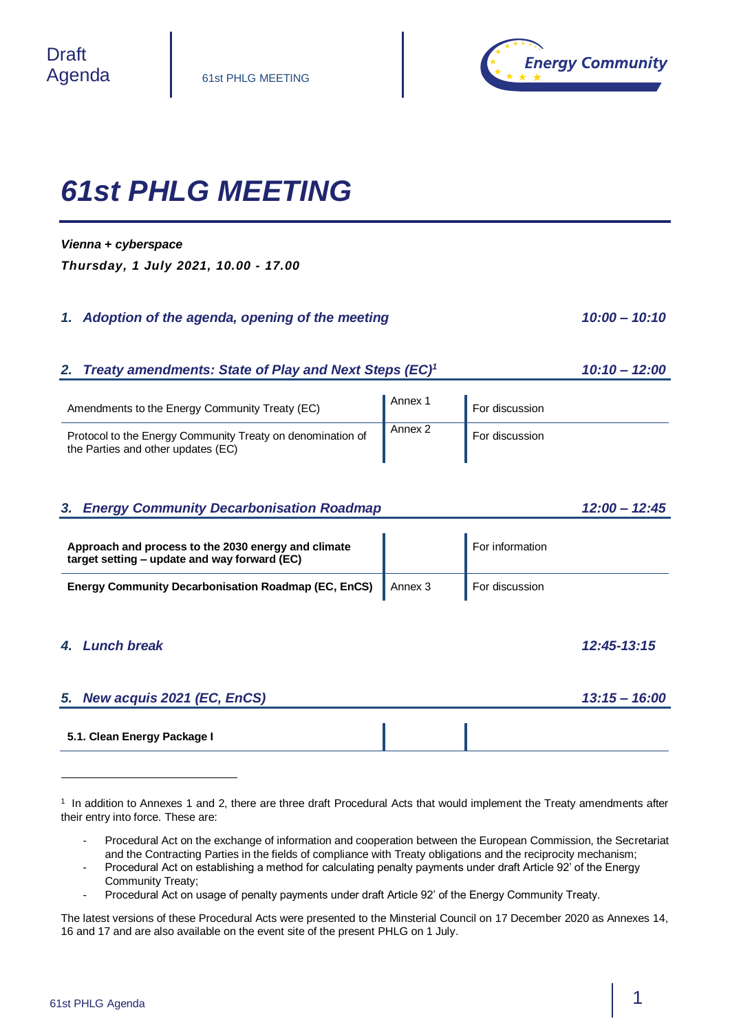Draft Agenda | 61st PHLG MEETING | Energy Community

# 61st PHLG MEETING

***Vienna + cyberspace***

***Thursday, 1 July 2021, 10.00 - 17.00***

## *1. Adoption of the agenda, opening of the meeting* — *10:00 – 10:10*

## *2. Treaty amendments: State of Play and Next Steps (EC)*[1] — *10:10 – 12:00*

| | | |
|---|---|---|
| Amendments to the Energy Community Treaty (EC) | Annex 1 | For discussion |
| Protocol to the Energy Community Treaty on denomination of the Parties and other updates (EC) | Annex 2 | For discussion |

## *3. Energy Community Decarbonisation Roadmap* — *12:00 – 12:45*

| | | |
|---|---|---|
| **Approach and process to the 2030 energy and climate target setting – update and way forward (EC)** | | For information |
| **Energy Community Decarbonisation Roadmap (EC, EnCS)** | Annex 3 | For discussion |

## *4. Lunch break* — *12:45-13:15*

## *5. New acquis 2021 (EC, EnCS)* — *13:15 – 16:00*

| | | |
|---|---|---|
| **5.1. Clean Energy Package I** | | |

---

[1] In addition to Annexes 1 and 2, there are three draft Procedural Acts that would implement the Treaty amendments after their entry into force. These are:

- Procedural Act on the exchange of information and cooperation between the European Commission, the Secretariat and the Contracting Parties in the fields of compliance with Treaty obligations and the reciprocity mechanism;
- Procedural Act on establishing a method for calculating penalty payments under draft Article 92' of the Energy Community Treaty;
- Procedural Act on usage of penalty payments under draft Article 92' of the Energy Community Treaty.

The latest versions of these Procedural Acts were presented to the Minsterial Council on 17 December 2020 as Annexes 14, 16 and 17 and are also available on the event site of the present PHLG on 1 July.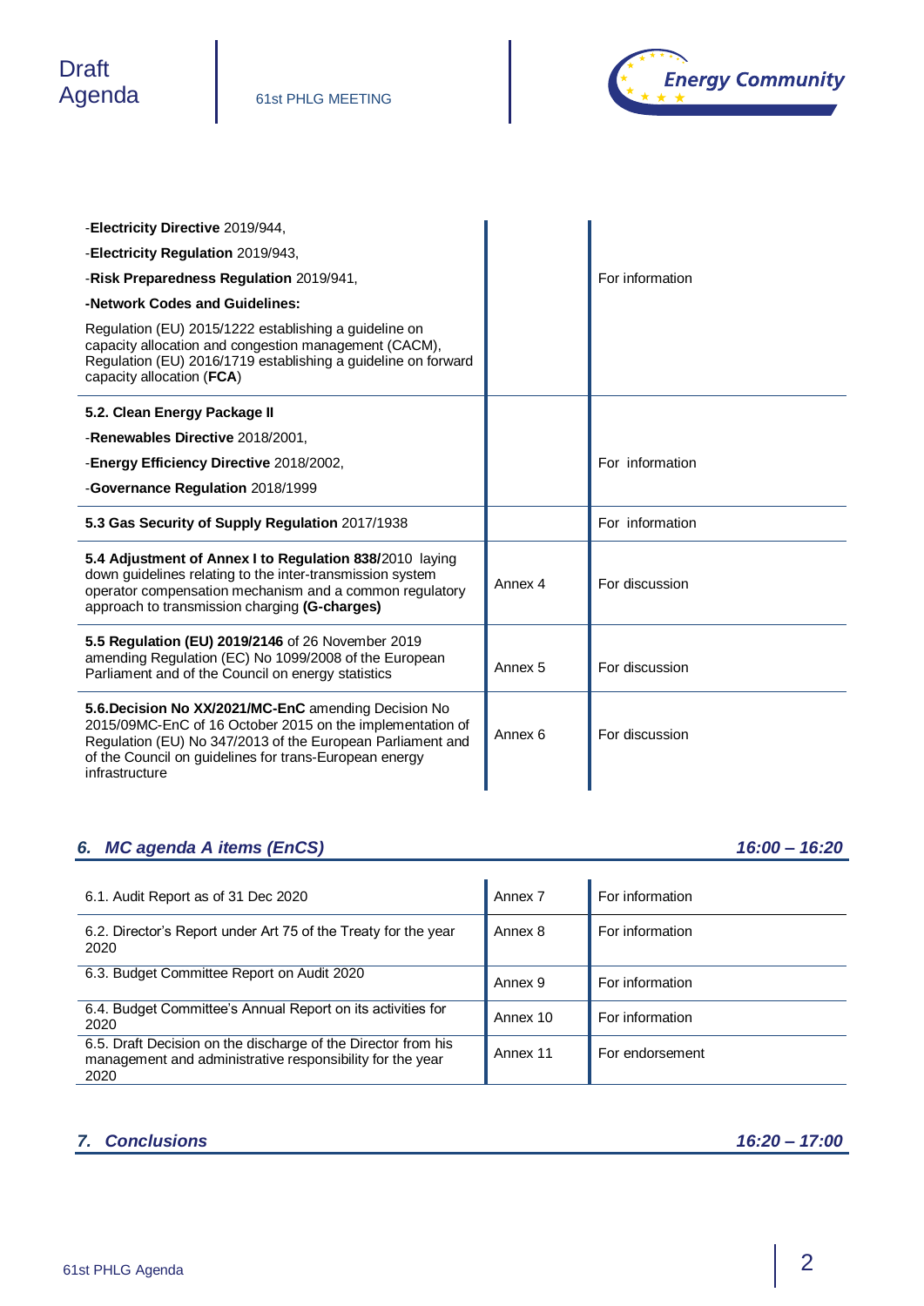| | | |
|---|---|---|
| -**Electricity Directive** 2019/944,<br>-**Electricity Regulation** 2019/943,<br>-**Risk Preparedness Regulation** 2019/941,<br>**-Network Codes and Guidelines:**<br>Regulation (EU) 2015/1222 establishing a guideline on capacity allocation and congestion management (CACM), Regulation (EU) 2016/1719 establishing a guideline on forward capacity allocation (**FCA**) | | For information |
| **5.2. Clean Energy Package II**<br>-**Renewables Directive** 2018/2001,<br>-**Energy Efficiency Directive** 2018/2002,<br>-**Governance Regulation** 2018/1999 | | For information |
| **5.3 Gas Security of Supply Regulation** 2017/1938 | | For information |
| **5.4 Adjustment of Annex I to Regulation 838/**2010 laying down guidelines relating to the inter-transmission system operator compensation mechanism and a common regulatory approach to transmission charging **(G-charges)** | Annex 4 | For discussion |
| **5.5 Regulation (EU) 2019/2146** of 26 November 2019 amending Regulation (EC) No 1099/2008 of the European Parliament and of the Council on energy statistics | Annex 5 | For discussion |
| **5.6.Decision No XX/2021/MC-EnC** amending Decision No 2015/09MC-EnC of 16 October 2015 on the implementation of Regulation (EU) No 347/2013 of the European Parliament and of the Council on guidelines for trans-European energy infrastructure | Annex 6 | For discussion |

## *6. MC agenda A items (EnCS)* *16:00 – 16:20*

| | | |
|---|---|---|
| 6.1. Audit Report as of 31 Dec 2020 | Annex 7 | For information |
| 6.2. Director's Report under Art 75 of the Treaty for the year 2020 | Annex 8 | For information |
| 6.3. Budget Committee Report on Audit 2020 | Annex 9 | For information |
| 6.4. Budget Committee's Annual Report on its activities for 2020 | Annex 10 | For information |
| 6.5. Draft Decision on the discharge of the Director from his management and administrative responsibility for the year 2020 | Annex 11 | For endorsement |

## *7. Conclusions* *16:20 – 17:00*